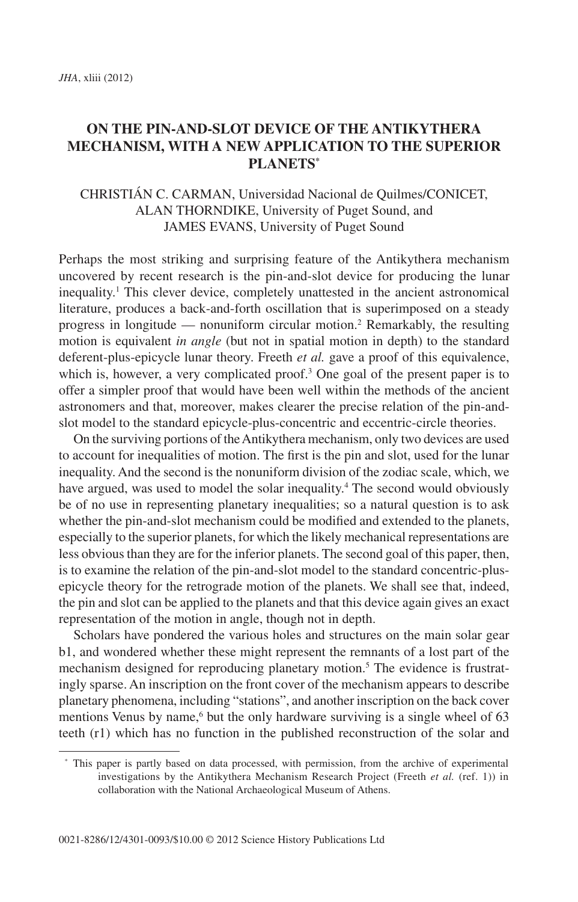# ON THE PIN-AND-SLOT DEVICE OF THE ANTIKYTHERA MECHANISM, WITH A NEW APPLICATION TO THE SUPERIOR PLANETS*

CHRISTIÁN C. CARMAN, Universidad Nacional de Quilmes/CONICET, ALAN THORNDIKE, University of Puget Sound, and JAMES EVANS, University of Puget Sound

Perhaps the most striking and surprising feature of the Antikythera mechanism uncovered by recent research is the pin-and-slot device for producing the lunar inequality.[1] This clever device, completely unattested in the ancient astronomical literature, produces a back-and-forth oscillation that is superimposed on a steady progress in longitude — nonuniform circular motion.[2] Remarkably, the resulting motion is equivalent *in angle* (but not in spatial motion in depth) to the standard deferent-plus-epicycle lunar theory. Freeth *et al.* gave a proof of this equivalence, which is, however, a very complicated proof.[3] One goal of the present paper is to offer a simpler proof that would have been well within the methods of the ancient astronomers and that, moreover, makes clearer the precise relation of the pin-and-slot model to the standard epicycle-plus-concentric and eccentric-circle theories.

On the surviving portions of the Antikythera mechanism, only two devices are used to account for inequalities of motion. The first is the pin and slot, used for the lunar inequality. And the second is the nonuniform division of the zodiac scale, which, we have argued, was used to model the solar inequality.[4] The second would obviously be of no use in representing planetary inequalities; so a natural question is to ask whether the pin-and-slot mechanism could be modified and extended to the planets, especially to the superior planets, for which the likely mechanical representations are less obvious than they are for the inferior planets. The second goal of this paper, then, is to examine the relation of the pin-and-slot model to the standard concentric-plus-epicycle theory for the retrograde motion of the planets. We shall see that, indeed, the pin and slot can be applied to the planets and that this device again gives an exact representation of the motion in angle, though not in depth.

Scholars have pondered the various holes and structures on the main solar gear b1, and wondered whether these might represent the remnants of a lost part of the mechanism designed for reproducing planetary motion.[5] The evidence is frustratingly sparse. An inscription on the front cover of the mechanism appears to describe planetary phenomena, including "stations", and another inscription on the back cover mentions Venus by name,[6] but the only hardware surviving is a single wheel of 63 teeth (r1) which has no function in the published reconstruction of the solar and

* This paper is partly based on data processed, with permission, from the archive of experimental investigations by the Antikythera Mechanism Research Project (Freeth *et al.* (ref. 1)) in collaboration with the National Archaeological Museum of Athens.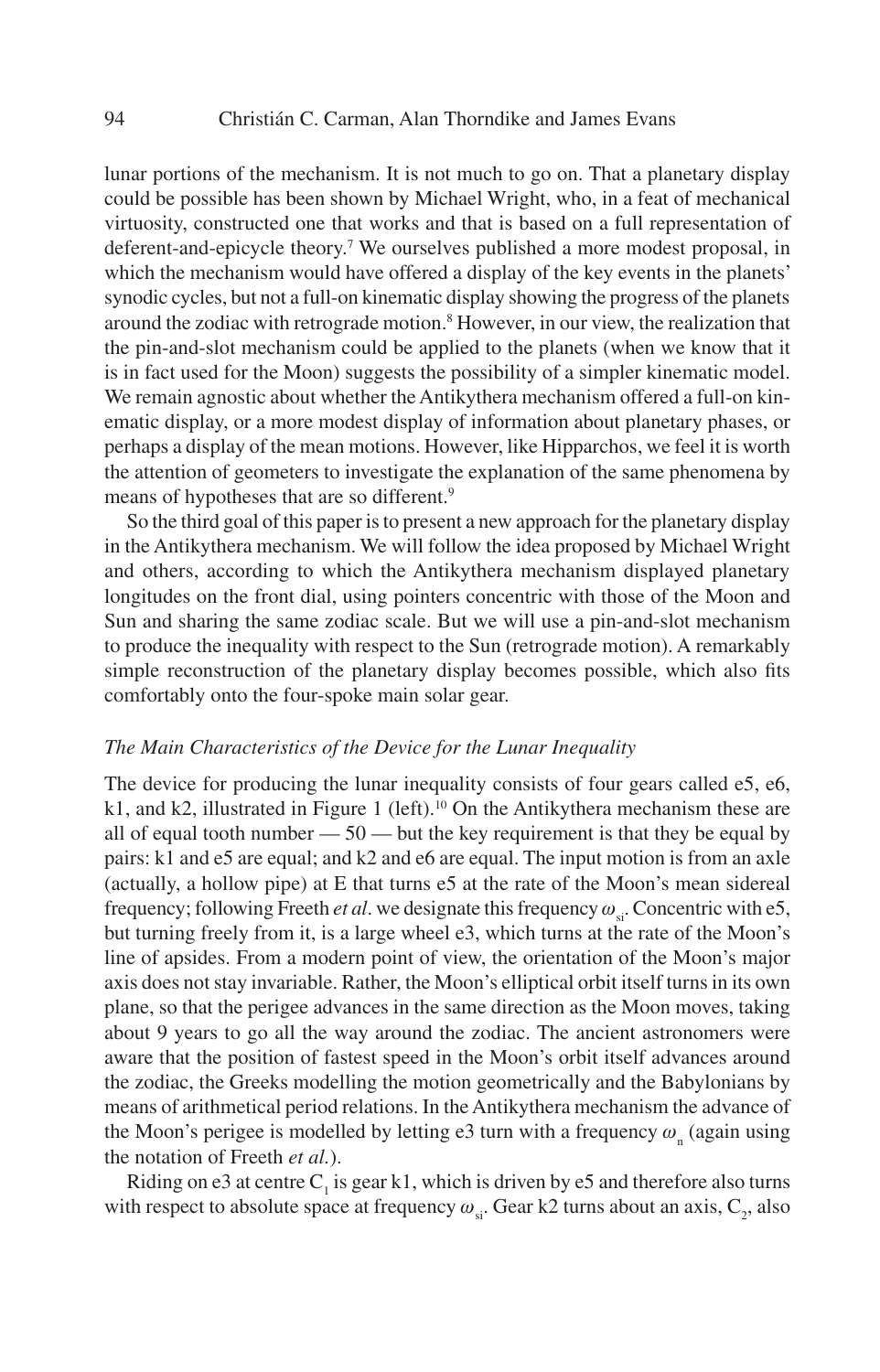lunar portions of the mechanism. It is not much to go on. That a planetary display could be possible has been shown by Michael Wright, who, in a feat of mechanical virtuosity, constructed one that works and that is based on a full representation of deferent-and-epicycle theory.[7] We ourselves published a more modest proposal, in which the mechanism would have offered a display of the key events in the planets' synodic cycles, but not a full-on kinematic display showing the progress of the planets around the zodiac with retrograde motion.[8] However, in our view, the realization that the pin-and-slot mechanism could be applied to the planets (when we know that it is in fact used for the Moon) suggests the possibility of a simpler kinematic model. We remain agnostic about whether the Antikythera mechanism offered a full-on kinematic display, or a more modest display of information about planetary phases, or perhaps a display of the mean motions. However, like Hipparchos, we feel it is worth the attention of geometers to investigate the explanation of the same phenomena by means of hypotheses that are so different.[9]

So the third goal of this paper is to present a new approach for the planetary display in the Antikythera mechanism. We will follow the idea proposed by Michael Wright and others, according to which the Antikythera mechanism displayed planetary longitudes on the front dial, using pointers concentric with those of the Moon and Sun and sharing the same zodiac scale. But we will use a pin-and-slot mechanism to produce the inequality with respect to the Sun (retrograde motion). A remarkably simple reconstruction of the planetary display becomes possible, which also fits comfortably onto the four-spoke main solar gear.

### *The Main Characteristics of the Device for the Lunar Inequality*

The device for producing the lunar inequality consists of four gears called e5, e6, k1, and k2, illustrated in Figure 1 (left).[10] On the Antikythera mechanism these are all of equal tooth number — 50 — but the key requirement is that they be equal by pairs: k1 and e5 are equal; and k2 and e6 are equal. The input motion is from an axle (actually, a hollow pipe) at E that turns e5 at the rate of the Moon's mean sidereal frequency; following Freeth *et al*. we designate this frequency $\omega_{si}$. Concentric with e5, but turning freely from it, is a large wheel e3, which turns at the rate of the Moon's line of apsides. From a modern point of view, the orientation of the Moon's major axis does not stay invariable. Rather, the Moon's elliptical orbit itself turns in its own plane, so that the perigee advances in the same direction as the Moon moves, taking about 9 years to go all the way around the zodiac. The ancient astronomers were aware that the position of fastest speed in the Moon's orbit itself advances around the zodiac, the Greeks modelling the motion geometrically and the Babylonians by means of arithmetical period relations. In the Antikythera mechanism the advance of the Moon's perigee is modelled by letting e3 turn with a frequency $\omega_n$ (again using the notation of Freeth *et al.*).

Riding on e3 at centre $C_1$ is gear k1, which is driven by e5 and therefore also turns with respect to absolute space at frequency $\omega_{si}$. Gear k2 turns about an axis, $C_2$, also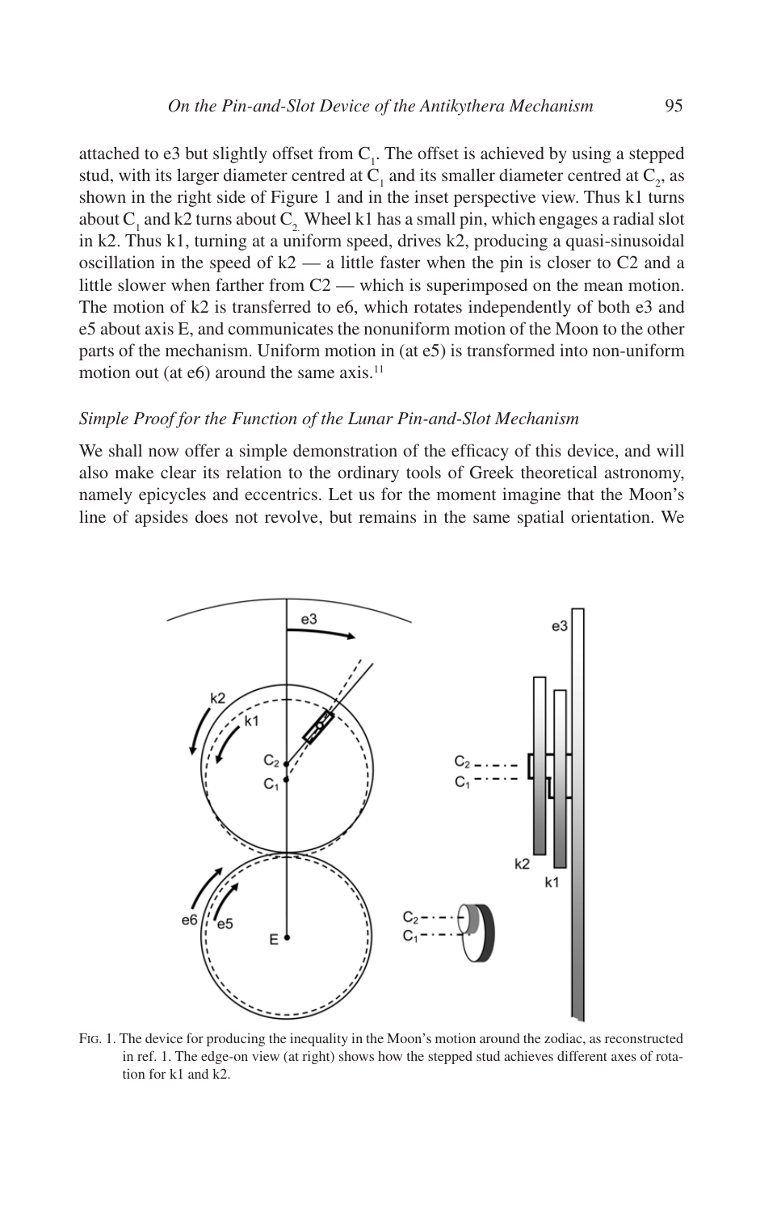attached to e3 but slightly offset from $C_1$. The offset is achieved by using a stepped stud, with its larger diameter centred at $C_1$ and its smaller diameter centred at $C_2$, as shown in the right side of Figure 1 and in the inset perspective view. Thus k1 turns about $C_1$ and k2 turns about $C_2$. Wheel k1 has a small pin, which engages a radial slot in k2. Thus k1, turning at a uniform speed, drives k2, producing a quasi-sinusoidal oscillation in the speed of k2 — a little faster when the pin is closer to C2 and a little slower when farther from C2 — which is superimposed on the mean motion. The motion of k2 is transferred to e6, which rotates independently of both e3 and e5 about axis E, and communicates the nonuniform motion of the Moon to the other parts of the mechanism. Uniform motion in (at e5) is transformed into non-uniform motion out (at e6) around the same axis.[11]

### *Simple Proof for the Function of the Lunar Pin-and-Slot Mechanism*

We shall now offer a simple demonstration of the efficacy of this device, and will also make clear its relation to the ordinary tools of Greek theoretical astronomy, namely epicycles and eccentrics. Let us for the moment imagine that the Moon's line of apsides does not revolve, but remains in the same spatial orientation. We

Fig. 1. The device for producing the inequality in the Moon's motion around the zodiac, as reconstructed in ref. 1. The edge-on view (at right) shows how the stepped stud achieves different axes of rotation for k1 and k2.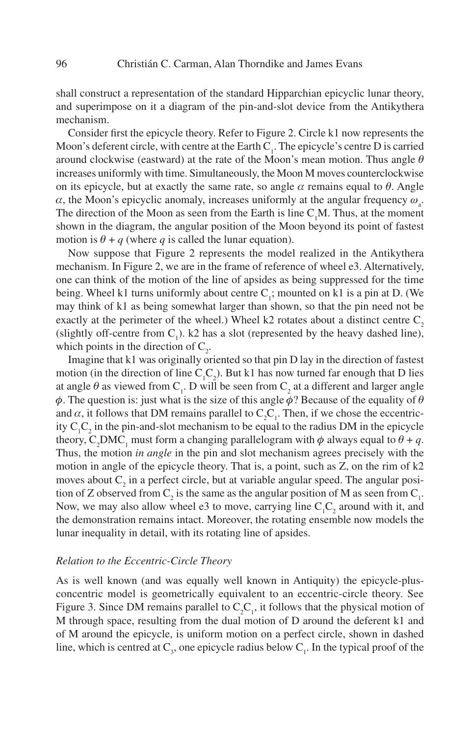shall construct a representation of the standard Hipparchian epicyclic lunar theory, and superimpose on it a diagram of the pin-and-slot device from the Antikythera mechanism.

Consider first the epicycle theory. Refer to Figure 2. Circle k1 now represents the Moon's deferent circle, with centre at the Earth $C_1$. The epicycle's centre D is carried around clockwise (eastward) at the rate of the Moon's mean motion. Thus angle $\theta$ increases uniformly with time. Simultaneously, the Moon M moves counterclockwise on its epicycle, but at exactly the same rate, so angle $\alpha$ remains equal to $\theta$. Angle $\alpha$, the Moon's epicyclic anomaly, increases uniformly at the angular frequency $\omega_a$. The direction of the Moon as seen from the Earth is line $C_1M$. Thus, at the moment shown in the diagram, the angular position of the Moon beyond its point of fastest motion is $\theta + q$ (where $q$ is called the lunar equation).

Now suppose that Figure 2 represents the model realized in the Antikythera mechanism. In Figure 2, we are in the frame of reference of wheel e3. Alternatively, one can think of the motion of the line of apsides as being suppressed for the time being. Wheel k1 turns uniformly about centre $C_1$; mounted on k1 is a pin at D. (We may think of k1 as being somewhat larger than shown, so that the pin need not be exactly at the perimeter of the wheel.) Wheel k2 rotates about a distinct centre $C_2$ (slightly off-centre from $C_1$). k2 has a slot (represented by the heavy dashed line), which points in the direction of $C_2$.

Imagine that k1 was originally oriented so that pin D lay in the direction of fastest motion (in the direction of line $C_1C_2$). But k1 has now turned far enough that D lies at angle $\theta$ as viewed from $C_1$. D will be seen from $C_2$ at a different and larger angle $\phi$. The question is: just what is the size of this angle $\phi$? Because of the equality of $\theta$ and $\alpha$, it follows that DM remains parallel to $C_2C_1$. Then, if we chose the eccentricity $C_1C_2$ in the pin-and-slot mechanism to be equal to the radius DM in the epicycle theory, $C_2DMC_1$ must form a changing parallelogram with $\phi$ always equal to $\theta + q$. Thus, the motion *in angle* in the pin and slot mechanism agrees precisely with the motion in angle of the epicycle theory. That is, a point, such as Z, on the rim of k2 moves about $C_2$ in a perfect circle, but at variable angular speed. The angular position of Z observed from $C_2$ is the same as the angular position of M as seen from $C_1$. Now, we may also allow wheel e3 to move, carrying line $C_1C_2$ around with it, and the demonstration remains intact. Moreover, the rotating ensemble now models the lunar inequality in detail, with its rotating line of apsides.

### *Relation to the Eccentric-Circle Theory*

As is well known (and was equally well known in Antiquity) the epicycle-plus-concentric model is geometrically equivalent to an eccentric-circle theory. See Figure 3. Since DM remains parallel to $C_2C_1$, it follows that the physical motion of M through space, resulting from the dual motion of D around the deferent k1 and of M around the epicycle, is uniform motion on a perfect circle, shown in dashed line, which is centred at $C_3$, one epicycle radius below $C_1$. In the typical proof of the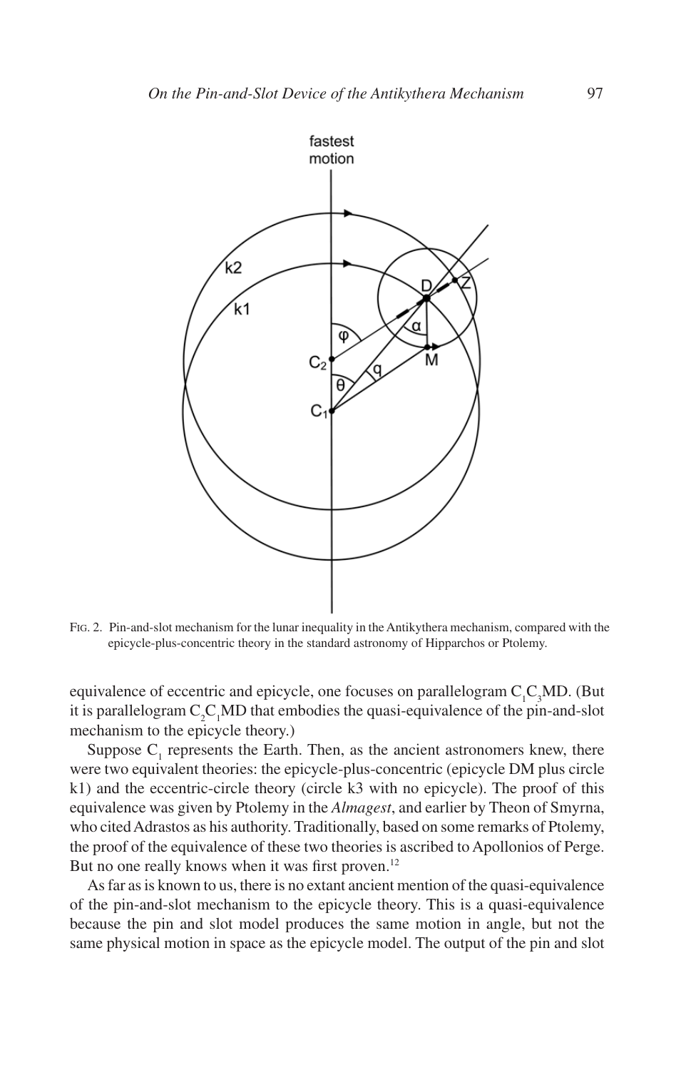Fig. 2. Pin-and-slot mechanism for the lunar inequality in the Antikythera mechanism, compared with the epicycle-plus-concentric theory in the standard astronomy of Hipparchos or Ptolemy.

equivalence of eccentric and epicycle, one focuses on parallelogram $C_1C_3MD$. (But it is parallelogram $C_2C_1MD$ that embodies the quasi-equivalence of the pin-and-slot mechanism to the epicycle theory.)

Suppose $C_1$ represents the Earth. Then, as the ancient astronomers knew, there were two equivalent theories: the epicycle-plus-concentric (epicycle DM plus circle k1) and the eccentric-circle theory (circle k3 with no epicycle). The proof of this equivalence was given by Ptolemy in the *Almagest*, and earlier by Theon of Smyrna, who cited Adrastos as his authority. Traditionally, based on some remarks of Ptolemy, the proof of the equivalence of these two theories is ascribed to Apollonios of Perge. But no one really knows when it was first proven.[12]

As far as is known to us, there is no extant ancient mention of the quasi-equivalence of the pin-and-slot mechanism to the epicycle theory. This is a quasi-equivalence because the pin and slot model produces the same motion in angle, but not the same physical motion in space as the epicycle model. The output of the pin and slot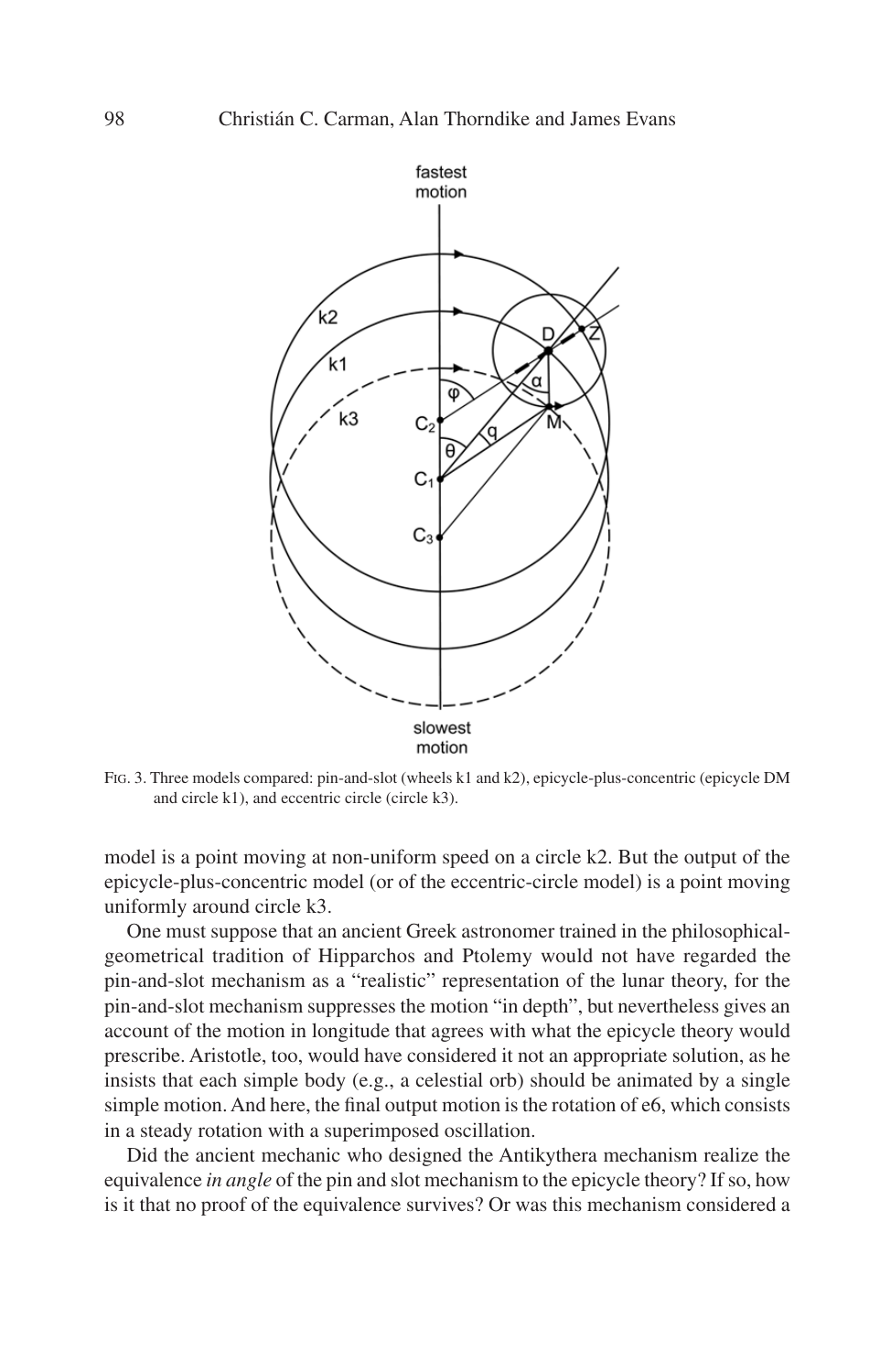FIG. 3. Three models compared: pin-and-slot (wheels k1 and k2), epicycle-plus-concentric (epicycle DM and circle k1), and eccentric circle (circle k3).

model is a point moving at non-uniform speed on a circle k2. But the output of the epicycle-plus-concentric model (or of the eccentric-circle model) is a point moving uniformly around circle k3.

One must suppose that an ancient Greek astronomer trained in the philosophical-geometrical tradition of Hipparchos and Ptolemy would not have regarded the pin-and-slot mechanism as a "realistic" representation of the lunar theory, for the pin-and-slot mechanism suppresses the motion "in depth", but nevertheless gives an account of the motion in longitude that agrees with what the epicycle theory would prescribe. Aristotle, too, would have considered it not an appropriate solution, as he insists that each simple body (e.g., a celestial orb) should be animated by a single simple motion. And here, the final output motion is the rotation of e6, which consists in a steady rotation with a superimposed oscillation.

Did the ancient mechanic who designed the Antikythera mechanism realize the equivalence *in angle* of the pin and slot mechanism to the epicycle theory? If so, how is it that no proof of the equivalence survives? Or was this mechanism considered a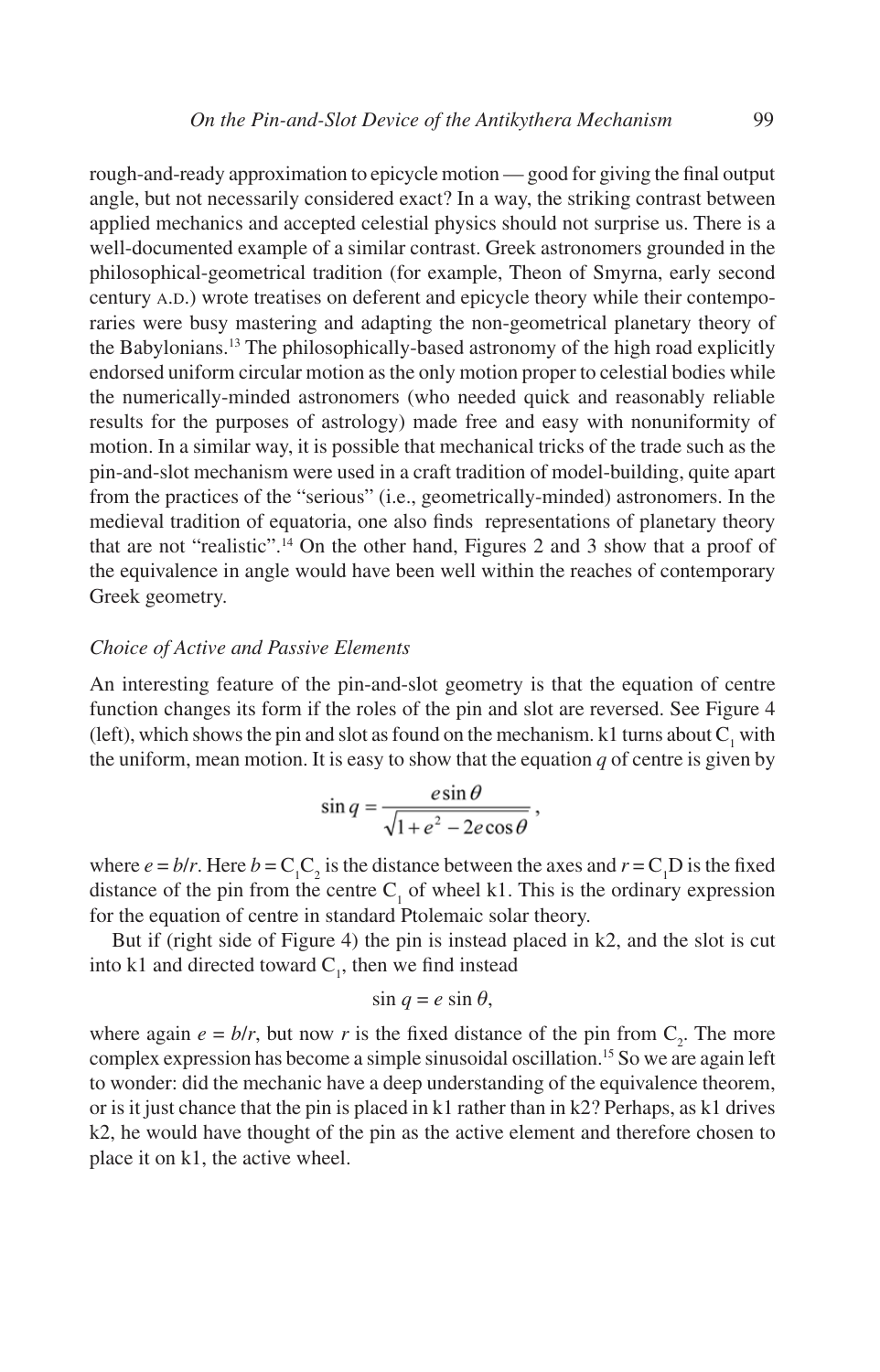rough-and-ready approximation to epicycle motion — good for giving the final output angle, but not necessarily considered exact? In a way, the striking contrast between applied mechanics and accepted celestial physics should not surprise us. There is a well-documented example of a similar contrast. Greek astronomers grounded in the philosophical-geometrical tradition (for example, Theon of Smyrna, early second century A.D.) wrote treatises on deferent and epicycle theory while their contemporaries were busy mastering and adapting the non-geometrical planetary theory of the Babylonians.[13] The philosophically-based astronomy of the high road explicitly endorsed uniform circular motion as the only motion proper to celestial bodies while the numerically-minded astronomers (who needed quick and reasonably reliable results for the purposes of astrology) made free and easy with nonuniformity of motion. In a similar way, it is possible that mechanical tricks of the trade such as the pin-and-slot mechanism were used in a craft tradition of model-building, quite apart from the practices of the "serious" (i.e., geometrically-minded) astronomers. In the medieval tradition of equatoria, one also finds representations of planetary theory that are not "realistic".[14] On the other hand, Figures 2 and 3 show that a proof of the equivalence in angle would have been well within the reaches of contemporary Greek geometry.

### *Choice of Active and Passive Elements*

An interesting feature of the pin-and-slot geometry is that the equation of centre function changes its form if the roles of the pin and slot are reversed. See Figure 4 (left), which shows the pin and slot as found on the mechanism. k1 turns about $C_1$ with the uniform, mean motion. It is easy to show that the equation $q$ of centre is given by

$$\sin q = \frac{e \sin \theta}{\sqrt{1 + e^2 - 2e\cos\theta}},$$

where $e = b/r$. Here $b = C_1C_2$ is the distance between the axes and $r = C_1D$ is the fixed distance of the pin from the centre $C_1$ of wheel k1. This is the ordinary expression for the equation of centre in standard Ptolemaic solar theory.

But if (right side of Figure 4) the pin is instead placed in k2, and the slot is cut into k1 and directed toward $C_1$, then we find instead

$$\sin q = e \sin \theta,$$

where again $e = b/r$, but now $r$ is the fixed distance of the pin from $C_2$. The more complex expression has become a simple sinusoidal oscillation.[15] So we are again left to wonder: did the mechanic have a deep understanding of the equivalence theorem, or is it just chance that the pin is placed in k1 rather than in k2? Perhaps, as k1 drives k2, he would have thought of the pin as the active element and therefore chosen to place it on k1, the active wheel.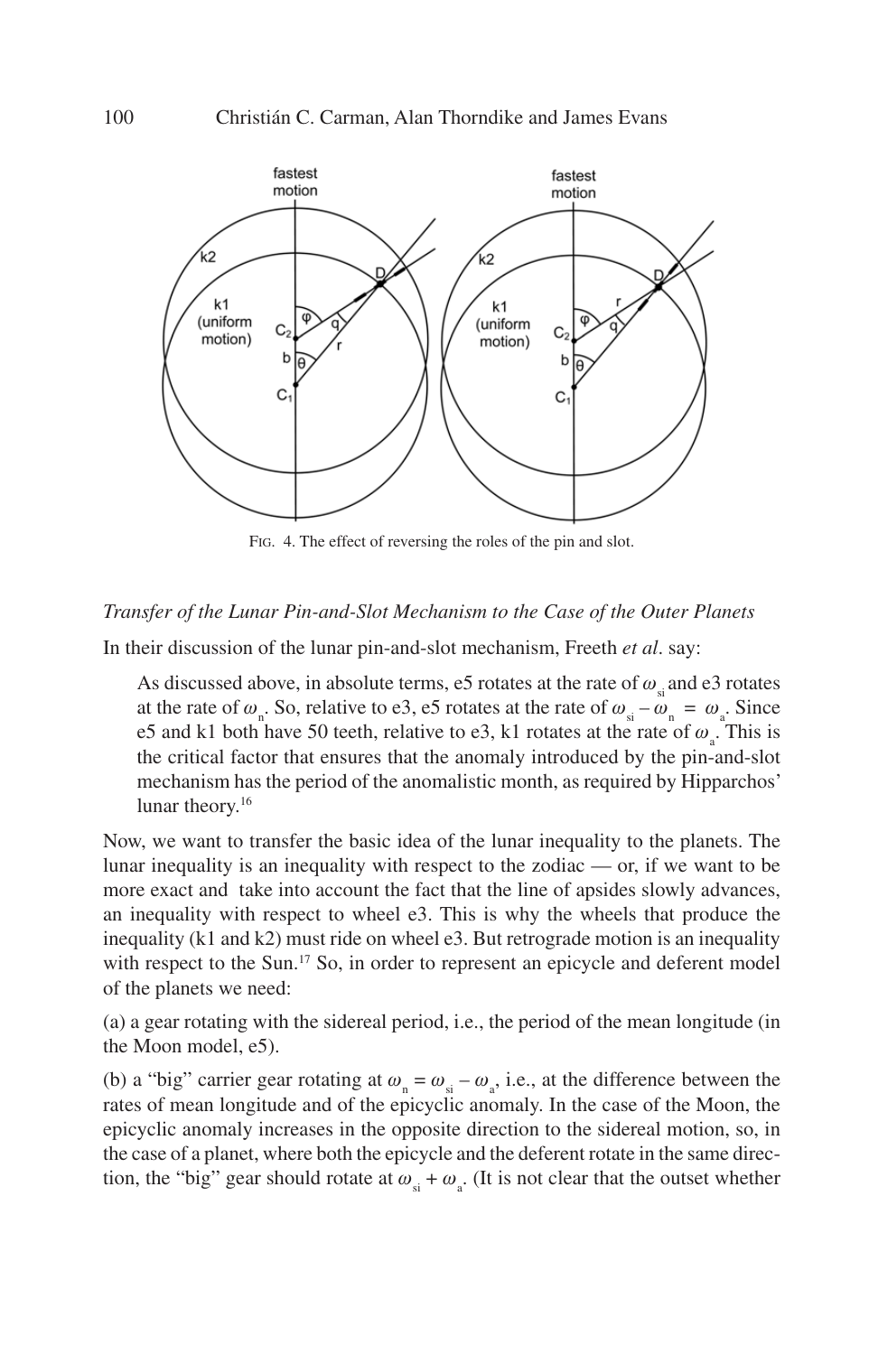FIG. 4. The effect of reversing the roles of the pin and slot.

*Transfer of the Lunar Pin-and-Slot Mechanism to the Case of the Outer Planets*

In their discussion of the lunar pin-and-slot mechanism, Freeth *et al*. say:

> As discussed above, in absolute terms, e5 rotates at the rate of $\omega_{si}$ and e3 rotates at the rate of $\omega_n$. So, relative to e3, e5 rotates at the rate of $\omega_{si} - \omega_n = \omega_a$. Since e5 and k1 both have 50 teeth, relative to e3, k1 rotates at the rate of $\omega_a$. This is the critical factor that ensures that the anomaly introduced by the pin-and-slot mechanism has the period of the anomalistic month, as required by Hipparchos' lunar theory.[16]

Now, we want to transfer the basic idea of the lunar inequality to the planets. The lunar inequality is an inequality with respect to the zodiac — or, if we want to be more exact and take into account the fact that the line of apsides slowly advances, an inequality with respect to wheel e3. This is why the wheels that produce the inequality (k1 and k2) must ride on wheel e3. But retrograde motion is an inequality with respect to the Sun.[17] So, in order to represent an epicycle and deferent model of the planets we need:

(a) a gear rotating with the sidereal period, i.e., the period of the mean longitude (in the Moon model, e5).

(b) a "big" carrier gear rotating at $\omega_n = \omega_{si} - \omega_a$, i.e., at the difference between the rates of mean longitude and of the epicyclic anomaly. In the case of the Moon, the epicyclic anomaly increases in the opposite direction to the sidereal motion, so, in the case of a planet, where both the epicycle and the deferent rotate in the same direction, the "big" gear should rotate at $\omega_{si} + \omega_a$. (It is not clear that the outset whether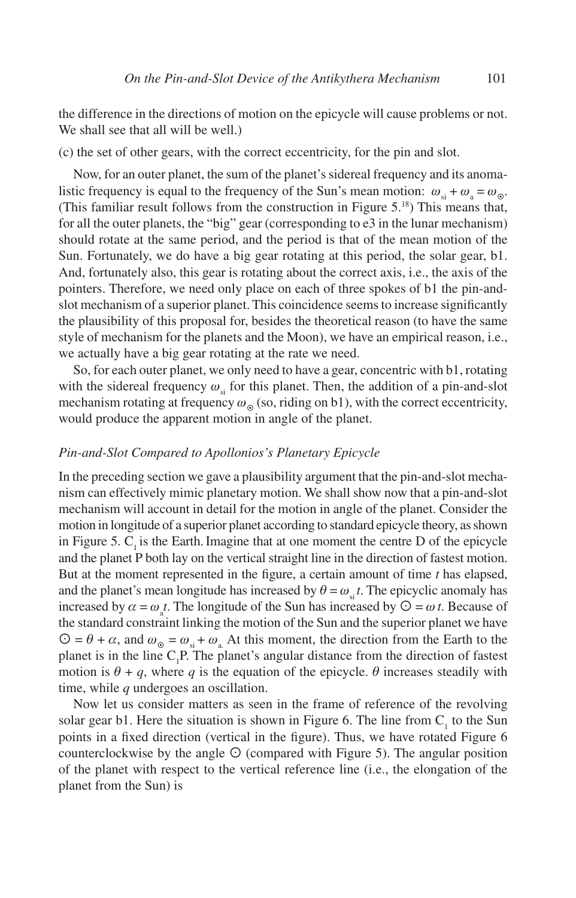the difference in the directions of motion on the epicycle will cause problems or not. We shall see that all will be well.)

(c) the set of other gears, with the correct eccentricity, for the pin and slot.

Now, for an outer planet, the sum of the planet's sidereal frequency and its anomalistic frequency is equal to the frequency of the Sun's mean motion: $\omega_{si} + \omega_{a} = \omega_{\odot}$. (This familiar result follows from the construction in Figure 5.[18]) This means that, for all the outer planets, the "big" gear (corresponding to e3 in the lunar mechanism) should rotate at the same period, and the period is that of the mean motion of the Sun. Fortunately, we do have a big gear rotating at this period, the solar gear, b1. And, fortunately also, this gear is rotating about the correct axis, i.e., the axis of the pointers. Therefore, we need only place on each of three spokes of b1 the pin-and-slot mechanism of a superior planet. This coincidence seems to increase significantly the plausibility of this proposal for, besides the theoretical reason (to have the same style of mechanism for the planets and the Moon), we have an empirical reason, i.e., we actually have a big gear rotating at the rate we need.

So, for each outer planet, we only need to have a gear, concentric with b1, rotating with the sidereal frequency $\omega_{si}$ for this planet. Then, the addition of a pin-and-slot mechanism rotating at frequency $\omega_{\odot}$ (so, riding on b1), with the correct eccentricity, would produce the apparent motion in angle of the planet.

### *Pin-and-Slot Compared to Apollonios's Planetary Epicycle*

In the preceding section we gave a plausibility argument that the pin-and-slot mechanism can effectively mimic planetary motion. We shall show now that a pin-and-slot mechanism will account in detail for the motion in angle of the planet. Consider the motion in longitude of a superior planet according to standard epicycle theory, as shown in Figure 5. $C_1$ is the Earth. Imagine that at one moment the centre D of the epicycle and the planet P both lay on the vertical straight line in the direction of fastest motion. But at the moment represented in the figure, a certain amount of time $t$ has elapsed, and the planet's mean longitude has increased by $\theta = \omega_{si} t$. The epicyclic anomaly has increased by $\alpha = \omega_{a} t$. The longitude of the Sun has increased by $\odot = \omega t$. Because of the standard constraint linking the motion of the Sun and the superior planet we have $\odot = \theta + \alpha$, and $\omega_{\odot} = \omega_{si} + \omega_{a}$. At this moment, the direction from the Earth to the planet is in the line $C_1P$. The planet's angular distance from the direction of fastest motion is $\theta + q$, where $q$ is the equation of the epicycle. $\theta$ increases steadily with time, while $q$ undergoes an oscillation.

Now let us consider matters as seen in the frame of reference of the revolving solar gear b1. Here the situation is shown in Figure 6. The line from $C_1$ to the Sun points in a fixed direction (vertical in the figure). Thus, we have rotated Figure 6 counterclockwise by the angle $\odot$ (compared with Figure 5). The angular position of the planet with respect to the vertical reference line (i.e., the elongation of the planet from the Sun) is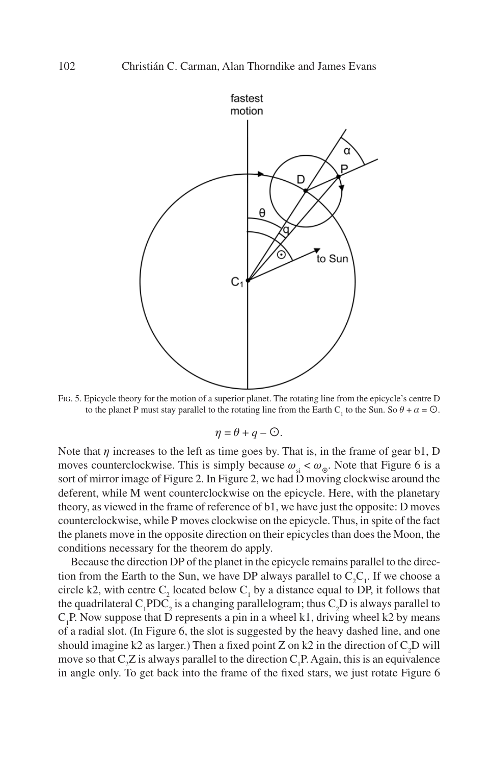FIG. 5. Epicycle theory for the motion of a superior planet. The rotating line from the epicycle's centre D to the planet P must stay parallel to the rotating line from the Earth $C_1$ to the Sun. So $\theta + \alpha = \odot$.

$$\eta = \theta + q - \odot.$$

Note that $\eta$ increases to the left as time goes by. That is, in the frame of gear b1, D moves counterclockwise. This is simply because $\omega_{si} < \omega_{\odot}$. Note that Figure 6 is a sort of mirror image of Figure 2. In Figure 2, we had D moving clockwise around the deferent, while M went counterclockwise on the epicycle. Here, with the planetary theory, as viewed in the frame of reference of b1, we have just the opposite: D moves counterclockwise, while P moves clockwise on the epicycle. Thus, in spite of the fact the planets move in the opposite direction on their epicycles than does the Moon, the conditions necessary for the theorem do apply.

Because the direction DP of the planet in the epicycle remains parallel to the direction from the Earth to the Sun, we have DP always parallel to $C_2C_1$. If we choose a circle k2, with centre $C_2$ located below $C_1$ by a distance equal to DP, it follows that the quadrilateral $C_1PDC_2$ is a changing parallelogram; thus $C_2D$ is always parallel to $C_1P$. Now suppose that D represents a pin in a wheel k1, driving wheel k2 by means of a radial slot. (In Figure 6, the slot is suggested by the heavy dashed line, and one should imagine k2 as larger.) Then a fixed point Z on k2 in the direction of $C_2D$ will move so that $C_2Z$ is always parallel to the direction $C_1P$. Again, this is an equivalence in angle only. To get back into the frame of the fixed stars, we just rotate Figure 6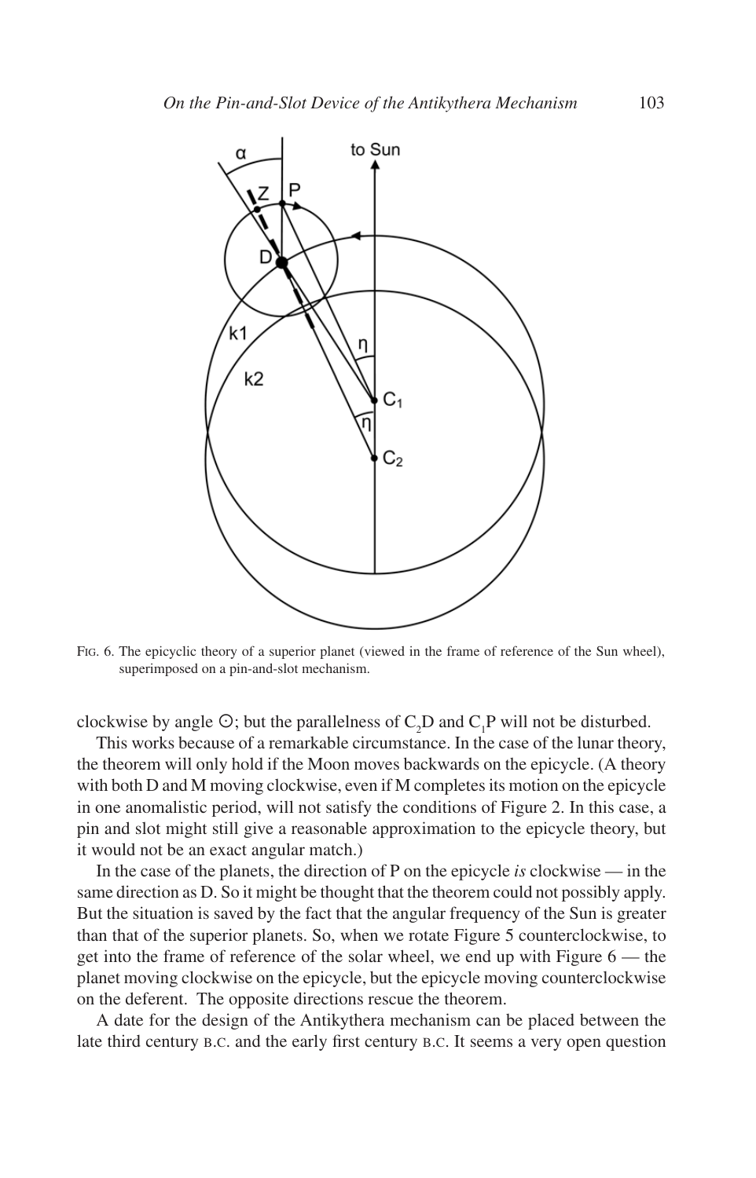FIG. 6. The epicyclic theory of a superior planet (viewed in the frame of reference of the Sun wheel), superimposed on a pin-and-slot mechanism.

clockwise by angle ☉; but the parallelness of $C_2D$ and $C_1P$ will not be disturbed.

This works because of a remarkable circumstance. In the case of the lunar theory, the theorem will only hold if the Moon moves backwards on the epicycle. (A theory with both D and M moving clockwise, even if M completes its motion on the epicycle in one anomalistic period, will not satisfy the conditions of Figure 2. In this case, a pin and slot might still give a reasonable approximation to the epicycle theory, but it would not be an exact angular match.)

In the case of the planets, the direction of P on the epicycle *is* clockwise — in the same direction as D. So it might be thought that the theorem could not possibly apply. But the situation is saved by the fact that the angular frequency of the Sun is greater than that of the superior planets. So, when we rotate Figure 5 counterclockwise, to get into the frame of reference of the solar wheel, we end up with Figure 6 — the planet moving clockwise on the epicycle, but the epicycle moving counterclockwise on the deferent. The opposite directions rescue the theorem.

A date for the design of the Antikythera mechanism can be placed between the late third century B.C. and the early first century B.C. It seems a very open question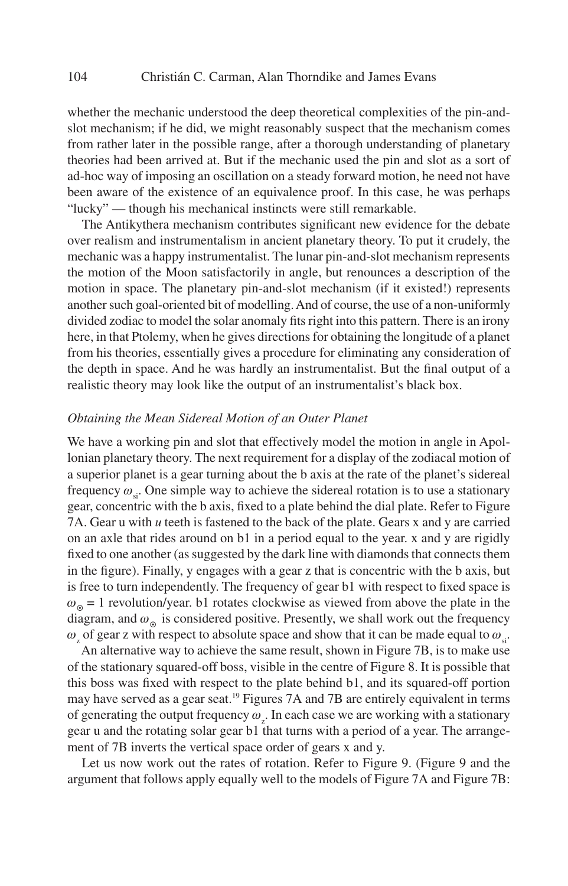whether the mechanic understood the deep theoretical complexities of the pin-and-slot mechanism; if he did, we might reasonably suspect that the mechanism comes from rather later in the possible range, after a thorough understanding of planetary theories had been arrived at. But if the mechanic used the pin and slot as a sort of ad-hoc way of imposing an oscillation on a steady forward motion, he need not have been aware of the existence of an equivalence proof. In this case, he was perhaps "lucky" — though his mechanical instincts were still remarkable.

The Antikythera mechanism contributes significant new evidence for the debate over realism and instrumentalism in ancient planetary theory. To put it crudely, the mechanic was a happy instrumentalist. The lunar pin-and-slot mechanism represents the motion of the Moon satisfactorily in angle, but renounces a description of the motion in space. The planetary pin-and-slot mechanism (if it existed!) represents another such goal-oriented bit of modelling. And of course, the use of a non-uniformly divided zodiac to model the solar anomaly fits right into this pattern. There is an irony here, in that Ptolemy, when he gives directions for obtaining the longitude of a planet from his theories, essentially gives a procedure for eliminating any consideration of the depth in space. And he was hardly an instrumentalist. But the final output of a realistic theory may look like the output of an instrumentalist's black box.

### *Obtaining the Mean Sidereal Motion of an Outer Planet*

We have a working pin and slot that effectively model the motion in angle in Apollonian planetary theory. The next requirement for a display of the zodiacal motion of a superior planet is a gear turning about the b axis at the rate of the planet's sidereal frequency $\omega_{si}$. One simple way to achieve the sidereal rotation is to use a stationary gear, concentric with the b axis, fixed to a plate behind the dial plate. Refer to Figure 7A. Gear u with *u* teeth is fastened to the back of the plate. Gears x and y are carried on an axle that rides around on b1 in a period equal to the year. x and y are rigidly fixed to one another (as suggested by the dark line with diamonds that connects them in the figure). Finally, y engages with a gear z that is concentric with the b axis, but is free to turn independently. The frequency of gear b1 with respect to fixed space is $\omega_{\odot}$ = 1 revolution/year. b1 rotates clockwise as viewed from above the plate in the diagram, and $\omega_{\odot}$ is considered positive. Presently, we shall work out the frequency $\omega_z$ of gear z with respect to absolute space and show that it can be made equal to $\omega_{si}$.

An alternative way to achieve the same result, shown in Figure 7B, is to make use of the stationary squared-off boss, visible in the centre of Figure 8. It is possible that this boss was fixed with respect to the plate behind b1, and its squared-off portion may have served as a gear seat.[19] Figures 7A and 7B are entirely equivalent in terms of generating the output frequency $\omega_z$. In each case we are working with a stationary gear u and the rotating solar gear b1 that turns with a period of a year. The arrangement of 7B inverts the vertical space order of gears x and y.

Let us now work out the rates of rotation. Refer to Figure 9. (Figure 9 and the argument that follows apply equally well to the models of Figure 7A and Figure 7B: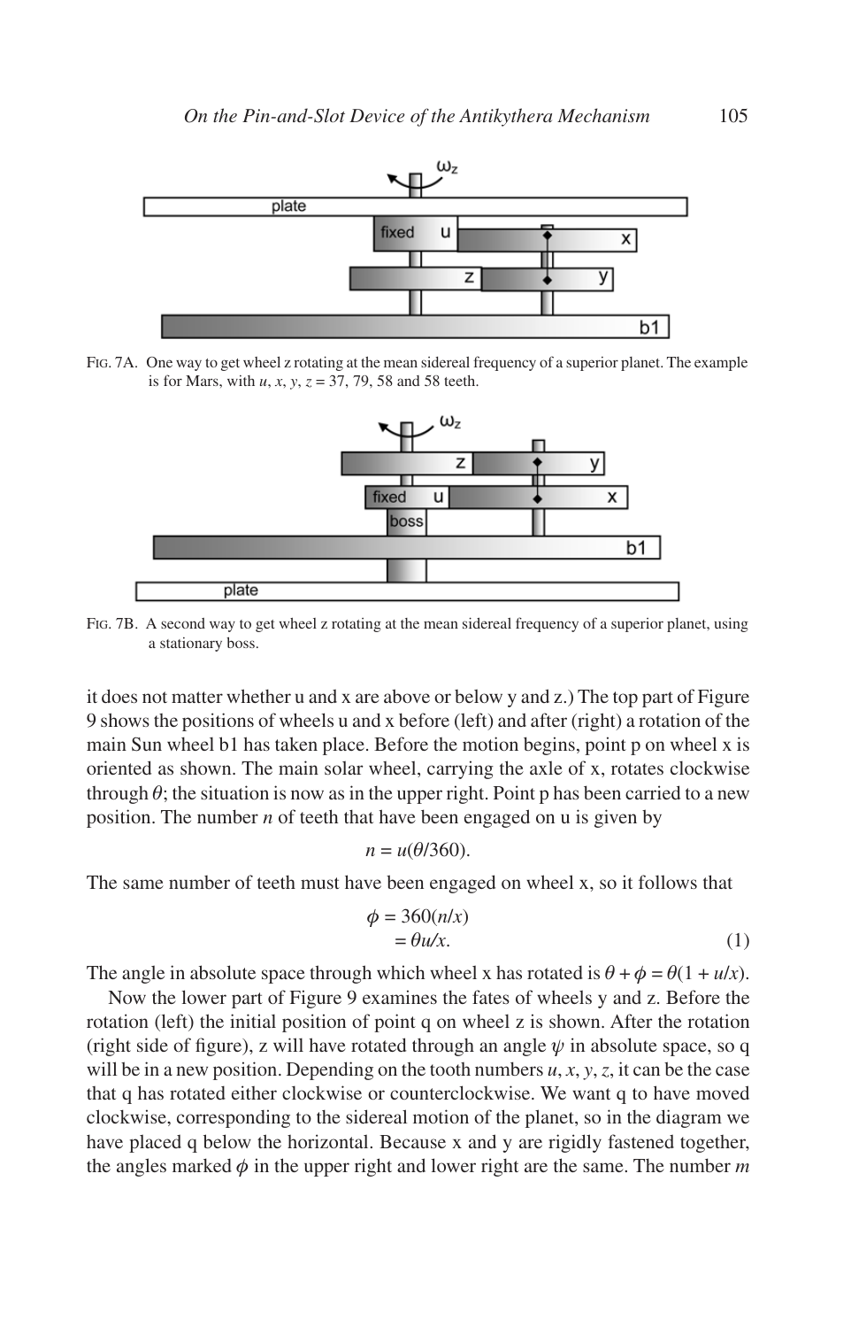Fig. 7A. One way to get wheel z rotating at the mean sidereal frequency of a superior planet. The example is for Mars, with $u$, $x$, $y$, $z$ = 37, 79, 58 and 58 teeth.

Fig. 7B. A second way to get wheel z rotating at the mean sidereal frequency of a superior planet, using a stationary boss.

it does not matter whether u and x are above or below y and z.) The top part of Figure 9 shows the positions of wheels u and x before (left) and after (right) a rotation of the main Sun wheel b1 has taken place. Before the motion begins, point p on wheel x is oriented as shown. The main solar wheel, carrying the axle of x, rotates clockwise through $\theta$; the situation is now as in the upper right. Point p has been carried to a new position. The number $n$ of teeth that have been engaged on u is given by

$$n = u(\theta/360).$$

The same number of teeth must have been engaged on wheel x, so it follows that

$$\begin{aligned}\phi &= 360(n/x) \\ &= \theta u/x.\end{aligned} \tag{1}$$

The angle in absolute space through which wheel x has rotated is $\theta + \phi = \theta(1 + u/x)$.

Now the lower part of Figure 9 examines the fates of wheels y and z. Before the rotation (left) the initial position of point q on wheel z is shown. After the rotation (right side of figure), z will have rotated through an angle $\psi$ in absolute space, so q will be in a new position. Depending on the tooth numbers $u$, $x$, $y$, $z$, it can be the case that q has rotated either clockwise or counterclockwise. We want q to have moved clockwise, corresponding to the sidereal motion of the planet, so in the diagram we have placed q below the horizontal. Because x and y are rigidly fastened together, the angles marked $\phi$ in the upper right and lower right are the same. The number $m$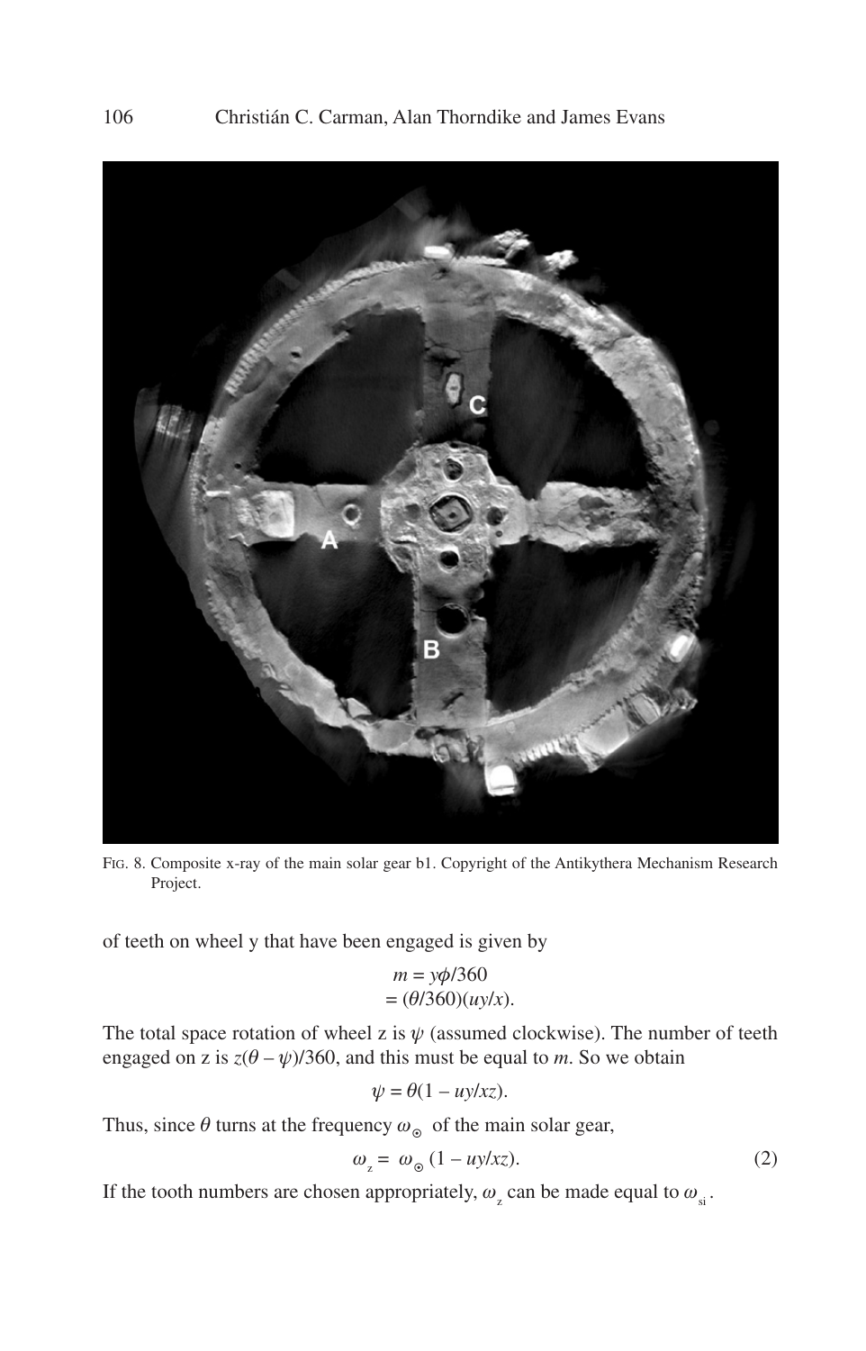Fig. 8. Composite x-ray of the main solar gear b1. Copyright of the Antikythera Mechanism Research Project.

of teeth on wheel y that have been engaged is given by

$$\begin{aligned} m &= y\phi/360 \\ &= (\theta/360)(uy/x). \end{aligned}$$

The total space rotation of wheel z is $\psi$ (assumed clockwise). The number of teeth engaged on z is $z(\theta - \psi)/360$, and this must be equal to $m$. So we obtain

$$\psi = \theta(1 - uy/xz).$$

Thus, since $\theta$ turns at the frequency $\omega_{\odot}$ of the main solar gear,

$$\omega_z = \omega_{\odot}(1 - uy/xz). \tag{2}$$

If the tooth numbers are chosen appropriately, $\omega_z$ can be made equal to $\omega_{si}$.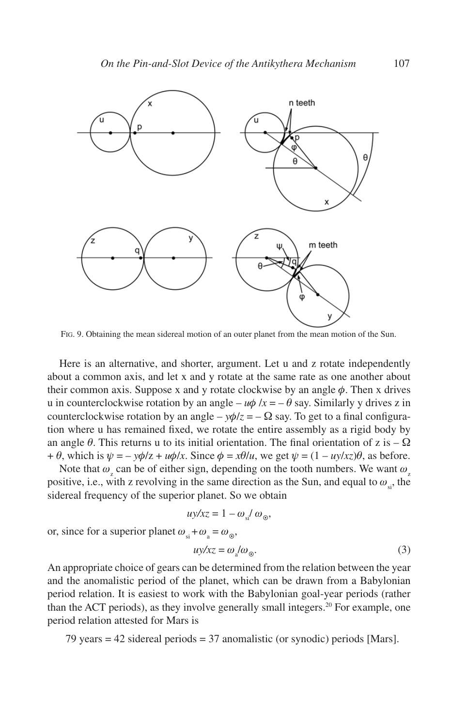Fig. 9. Obtaining the mean sidereal motion of an outer planet from the mean motion of the Sun.

Here is an alternative, and shorter, argument. Let u and z rotate independently about a common axis, and let x and y rotate at the same rate as one another about their common axis. Suppose x and y rotate clockwise by an angle $\phi$. Then x drives u in counterclockwise rotation by an angle $-u\phi/x = -\theta$ say. Similarly y drives z in counterclockwise rotation by an angle $-y\phi/z = -\Omega$ say. To get to a final configuration where u has remained fixed, we rotate the entire assembly as a rigid body by an angle $\theta$. This returns u to its initial orientation. The final orientation of z is $-\Omega + \theta$, which is $\psi = -y\phi/z + u\phi/x$. Since $\phi = x\theta/u$, we get $\psi = (1 - uy/xz)\theta$, as before.

Note that $\omega_z$ can be of either sign, depending on the tooth numbers. We want $\omega_z$ positive, i.e., with z revolving in the same direction as the Sun, and equal to $\omega_{si}$, the sidereal frequency of the superior planet. So we obtain

$$uy/xz = 1 - \omega_{si}/\omega_{\odot},$$

or, since for a superior planet $\omega_{si} + \omega_a = \omega_{\odot}$,

$$uy/xz = \omega_a/\omega_{\odot}. \tag{3}$$

An appropriate choice of gears can be determined from the relation between the year and the anomalistic period of the planet, which can be drawn from a Babylonian period relation. It is easiest to work with the Babylonian goal-year periods (rather than the ACT periods), as they involve generally small integers.[20] For example, one period relation attested for Mars is

79 years = 42 sidereal periods = 37 anomalistic (or synodic) periods [Mars].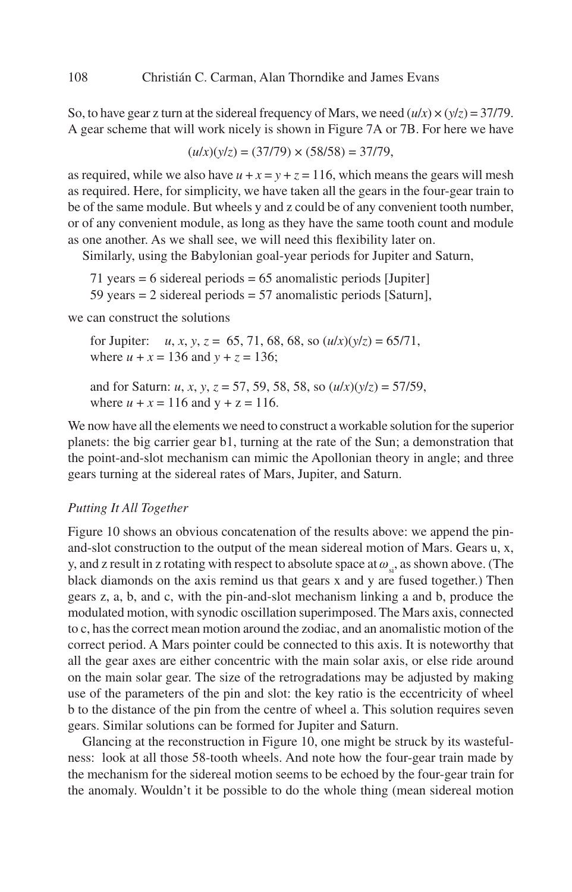So, to have gear z turn at the sidereal frequency of Mars, we need $(u/x) \times (y/z) = 37/79$. A gear scheme that will work nicely is shown in Figure 7A or 7B. For here we have

$$(u/x)(y/z) = (37/79) \times (58/58) = 37/79,$$

as required, while we also have $u + x = y + z = 116$, which means the gears will mesh as required. Here, for simplicity, we have taken all the gears in the four-gear train to be of the same module. But wheels y and z could be of any convenient tooth number, or of any convenient module, as long as they have the same tooth count and module as one another. As we shall see, we will need this flexibility later on.

Similarly, using the Babylonian goal-year periods for Jupiter and Saturn,

> 71 years = 6 sidereal periods = 65 anomalistic periods [Jupiter]
> 59 years = 2 sidereal periods = 57 anomalistic periods [Saturn],

we can construct the solutions

> for Jupiter: $u, x, y, z =$ 65, 71, 68, 68, so $(u/x)(y/z) = 65/71$, where $u + x = 136$ and $y + z = 136$;
>
> and for Saturn: $u, x, y, z =$ 57, 59, 58, 58, so $(u/x)(y/z) = 57/59$, where $u + x = 116$ and $y + z = 116$.

We now have all the elements we need to construct a workable solution for the superior planets: the big carrier gear b1, turning at the rate of the Sun; a demonstration that the point-and-slot mechanism can mimic the Apollonian theory in angle; and three gears turning at the sidereal rates of Mars, Jupiter, and Saturn.

*Putting It All Together*

Figure 10 shows an obvious concatenation of the results above: we append the pin-and-slot construction to the output of the mean sidereal motion of Mars. Gears u, x, y, and z result in z rotating with respect to absolute space at $\omega_{si}$, as shown above. (The black diamonds on the axis remind us that gears x and y are fused together.) Then gears z, a, b, and c, with the pin-and-slot mechanism linking a and b, produce the modulated motion, with synodic oscillation superimposed. The Mars axis, connected to c, has the correct mean motion around the zodiac, and an anomalistic motion of the correct period. A Mars pointer could be connected to this axis. It is noteworthy that all the gear axes are either concentric with the main solar axis, or else ride around on the main solar gear. The size of the retrogradations may be adjusted by making use of the parameters of the pin and slot: the key ratio is the eccentricity of wheel b to the distance of the pin from the centre of wheel a. This solution requires seven gears. Similar solutions can be formed for Jupiter and Saturn.

Glancing at the reconstruction in Figure 10, one might be struck by its wastefulness: look at all those 58-tooth wheels. And note how the four-gear train made by the mechanism for the sidereal motion seems to be echoed by the four-gear train for the anomaly. Wouldn't it be possible to do the whole thing (mean sidereal motion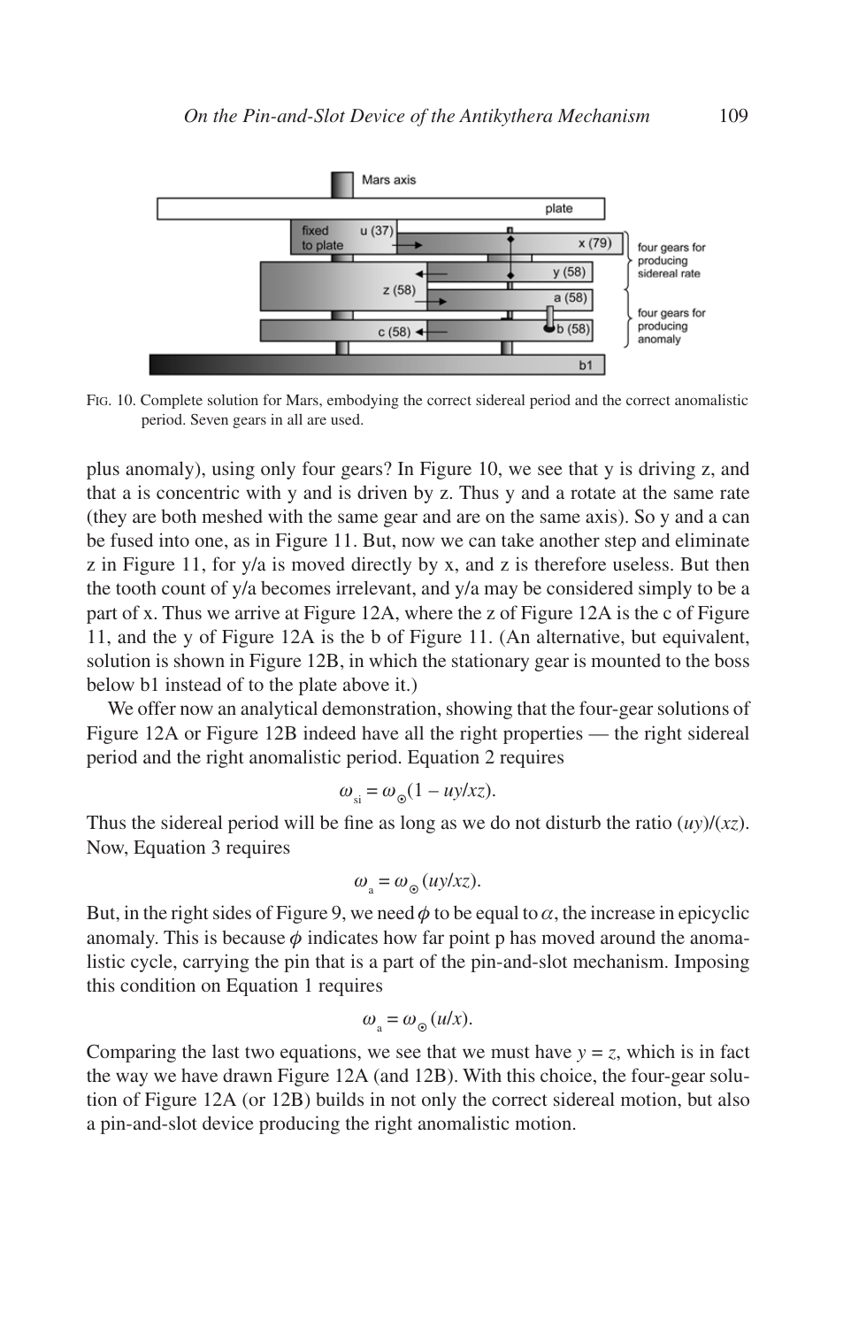Fig. 10. Complete solution for Mars, embodying the correct sidereal period and the correct anomalistic period. Seven gears in all are used.

plus anomaly), using only four gears? In Figure 10, we see that y is driving z, and that a is concentric with y and is driven by z. Thus y and a rotate at the same rate (they are both meshed with the same gear and are on the same axis). So y and a can be fused into one, as in Figure 11. But, now we can take another step and eliminate z in Figure 11, for y/a is moved directly by x, and z is therefore useless. But then the tooth count of y/a becomes irrelevant, and y/a may be considered simply to be a part of x. Thus we arrive at Figure 12A, where the z of Figure 12A is the c of Figure 11, and the y of Figure 12A is the b of Figure 11. (An alternative, but equivalent, solution is shown in Figure 12B, in which the stationary gear is mounted to the boss below b1 instead of to the plate above it.)

We offer now an analytical demonstration, showing that the four-gear solutions of Figure 12A or Figure 12B indeed have all the right properties — the right sidereal period and the right anomalistic period. Equation 2 requires

$$\omega_{si} = \omega_{\odot}(1 - uy/xz).$$

Thus the sidereal period will be fine as long as we do not disturb the ratio $(uy)/(xz)$. Now, Equation 3 requires

$$\omega_{a} = \omega_{\odot}(uy/xz).$$

But, in the right sides of Figure 9, we need $\phi$ to be equal to $\alpha$, the increase in epicyclic anomaly. This is because $\phi$ indicates how far point p has moved around the anomalistic cycle, carrying the pin that is a part of the pin-and-slot mechanism. Imposing this condition on Equation 1 requires

$$\omega_{a} = \omega_{\odot}(u/x).$$

Comparing the last two equations, we see that we must have $y = z$, which is in fact the way we have drawn Figure 12A (and 12B). With this choice, the four-gear solution of Figure 12A (or 12B) builds in not only the correct sidereal motion, but also a pin-and-slot device producing the right anomalistic motion.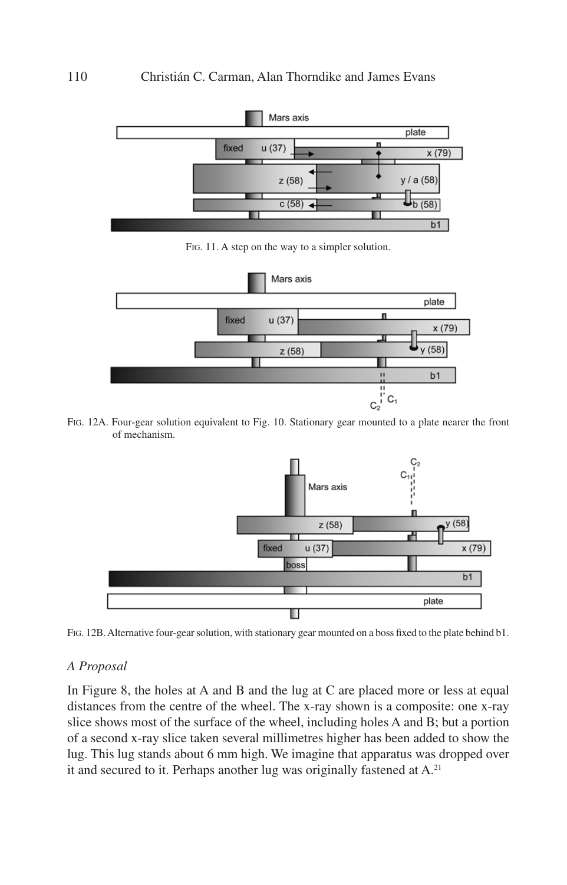FIG. 11. A step on the way to a simpler solution.

FIG. 12A. Four-gear solution equivalent to Fig. 10. Stationary gear mounted to a plate nearer the front of mechanism.

FIG. 12B. Alternative four-gear solution, with stationary gear mounted on a boss fixed to the plate behind b1.

*A Proposal*

In Figure 8, the holes at A and B and the lug at C are placed more or less at equal distances from the centre of the wheel. The x-ray shown is a composite: one x-ray slice shows most of the surface of the wheel, including holes A and B; but a portion of a second x-ray slice taken several millimetres higher has been added to show the lug. This lug stands about 6 mm high. We imagine that apparatus was dropped over it and secured to it. Perhaps another lug was originally fastened at A.[21]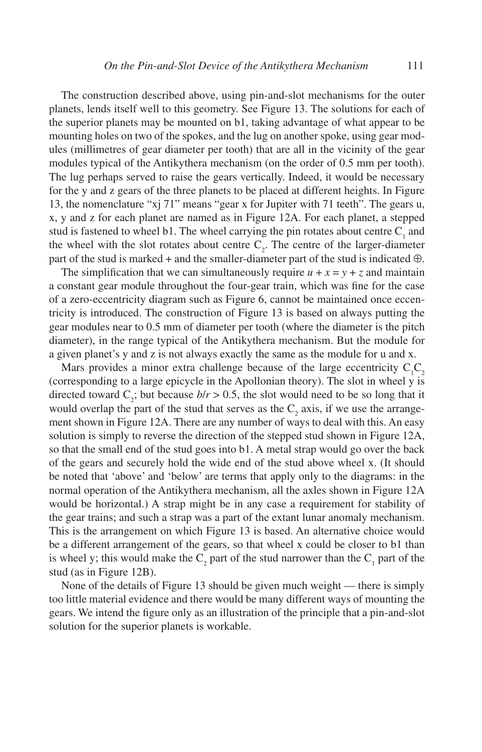The construction described above, using pin-and-slot mechanisms for the outer planets, lends itself well to this geometry. See Figure 13. The solutions for each of the superior planets may be mounted on b1, taking advantage of what appear to be mounting holes on two of the spokes, and the lug on another spoke, using gear modules (millimetres of gear diameter per tooth) that are all in the vicinity of the gear modules typical of the Antikythera mechanism (on the order of 0.5 mm per tooth). The lug perhaps served to raise the gears vertically. Indeed, it would be necessary for the y and z gears of the three planets to be placed at different heights. In Figure 13, the nomenclature "xj 71" means "gear x for Jupiter with 71 teeth". The gears u, x, y and z for each planet are named as in Figure 12A. For each planet, a stepped stud is fastened to wheel b1. The wheel carrying the pin rotates about centre $C_1$ and the wheel with the slot rotates about centre $C_2$. The centre of the larger-diameter part of the stud is marked + and the smaller-diameter part of the stud is indicated ⊕.

The simplification that we can simultaneously require $u + x = y + z$ and maintain a constant gear module throughout the four-gear train, which was fine for the case of a zero-eccentricity diagram such as Figure 6, cannot be maintained once eccentricity is introduced. The construction of Figure 13 is based on always putting the gear modules near to 0.5 mm of diameter per tooth (where the diameter is the pitch diameter), in the range typical of the Antikythera mechanism. But the module for a given planet's y and z is not always exactly the same as the module for u and x.

Mars provides a minor extra challenge because of the large eccentricity $C_1C_2$ (corresponding to a large epicycle in the Apollonian theory). The slot in wheel y is directed toward $C_2$; but because $b/r > 0.5$, the slot would need to be so long that it would overlap the part of the stud that serves as the $C_2$ axis, if we use the arrangement shown in Figure 12A. There are any number of ways to deal with this. An easy solution is simply to reverse the direction of the stepped stud shown in Figure 12A, so that the small end of the stud goes into b1. A metal strap would go over the back of the gears and securely hold the wide end of the stud above wheel x. (It should be noted that 'above' and 'below' are terms that apply only to the diagrams: in the normal operation of the Antikythera mechanism, all the axles shown in Figure 12A would be horizontal.) A strap might be in any case a requirement for stability of the gear trains; and such a strap was a part of the extant lunar anomaly mechanism. This is the arrangement on which Figure 13 is based. An alternative choice would be a different arrangement of the gears, so that wheel x could be closer to b1 than is wheel y; this would make the $C_2$ part of the stud narrower than the $C_1$ part of the stud (as in Figure 12B).

None of the details of Figure 13 should be given much weight — there is simply too little material evidence and there would be many different ways of mounting the gears. We intend the figure only as an illustration of the principle that a pin-and-slot solution for the superior planets is workable.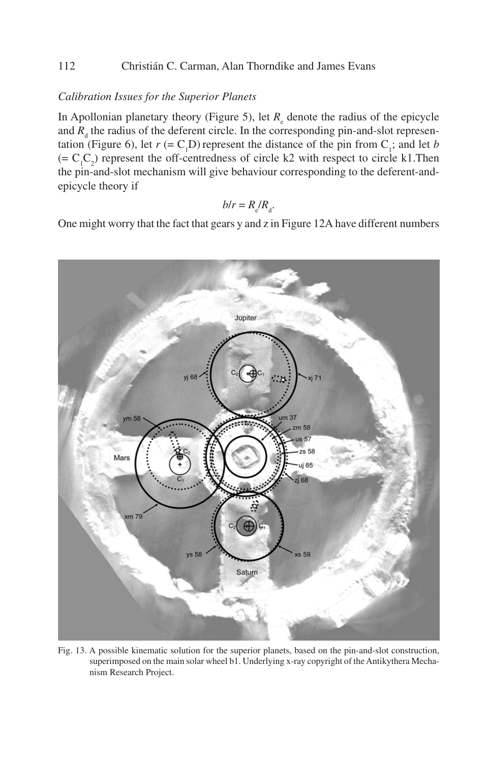*Calibration Issues for the Superior Planets*

In Apollonian planetary theory (Figure 5), let $R_e$ denote the radius of the epicycle and $R_d$ the radius of the deferent circle. In the corresponding pin-and-slot representation (Figure 6), let $r$ (= $C_1D$) represent the distance of the pin from $C_1$; and let $b$ (= $C_1C_2$) represent the off-centredness of circle k2 with respect to circle k1.Then the pin-and-slot mechanism will give behaviour corresponding to the deferent-and-epicycle theory if

$$b/r = R_e/R_d.$$

One might worry that the fact that gears y and z in Figure 12A have different numbers

Fig. 13. A possible kinematic solution for the superior planets, based on the pin-and-slot construction, superimposed on the main solar wheel b1. Underlying x-ray copyright of the Antikythera Mechanism Research Project.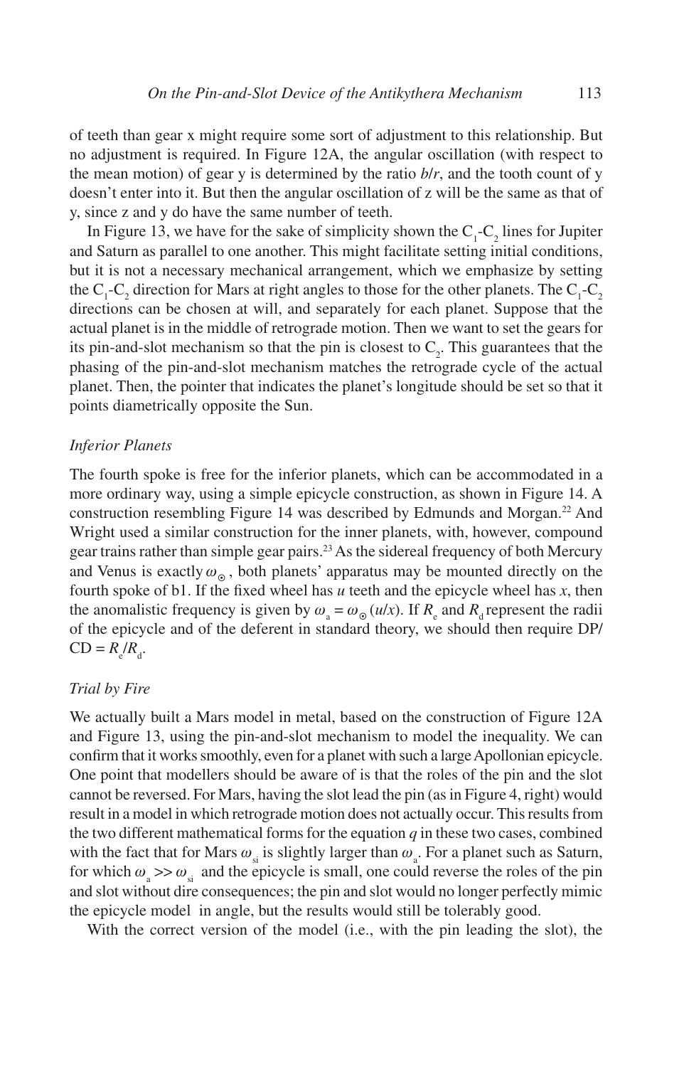of teeth than gear x might require some sort of adjustment to this relationship. But no adjustment is required. In Figure 12A, the angular oscillation (with respect to the mean motion) of gear y is determined by the ratio *b*/*r*, and the tooth count of y doesn't enter into it. But then the angular oscillation of z will be the same as that of y, since z and y do have the same number of teeth.

In Figure 13, we have for the sake of simplicity shown the $C_1$-$C_2$ lines for Jupiter and Saturn as parallel to one another. This might facilitate setting initial conditions, but it is not a necessary mechanical arrangement, which we emphasize by setting the $C_1$-$C_2$ direction for Mars at right angles to those for the other planets. The $C_1$-$C_2$ directions can be chosen at will, and separately for each planet. Suppose that the actual planet is in the middle of retrograde motion. Then we want to set the gears for its pin-and-slot mechanism so that the pin is closest to $C_2$. This guarantees that the phasing of the pin-and-slot mechanism matches the retrograde cycle of the actual planet. Then, the pointer that indicates the planet's longitude should be set so that it points diametrically opposite the Sun.

### *Inferior Planets*

The fourth spoke is free for the inferior planets, which can be accommodated in a more ordinary way, using a simple epicycle construction, as shown in Figure 14. A construction resembling Figure 14 was described by Edmunds and Morgan.[22] And Wright used a similar construction for the inner planets, with, however, compound gear trains rather than simple gear pairs.[23] As the sidereal frequency of both Mercury and Venus is exactly $\omega_{\odot}$, both planets' apparatus may be mounted directly on the fourth spoke of b1. If the fixed wheel has *u* teeth and the epicycle wheel has *x*, then the anomalistic frequency is given by $\omega_a = \omega_{\odot}(u/x)$. If $R_e$ and $R_d$ represent the radii of the epicycle and of the deferent in standard theory, we should then require DP/CD = $R_e/R_d$.

### *Trial by Fire*

We actually built a Mars model in metal, based on the construction of Figure 12A and Figure 13, using the pin-and-slot mechanism to model the inequality. We can confirm that it works smoothly, even for a planet with such a large Apollonian epicycle. One point that modellers should be aware of is that the roles of the pin and the slot cannot be reversed. For Mars, having the slot lead the pin (as in Figure 4, right) would result in a model in which retrograde motion does not actually occur. This results from the two different mathematical forms for the equation *q* in these two cases, combined with the fact that for Mars $\omega_{si}$ is slightly larger than $\omega_a$. For a planet such as Saturn, for which $\omega_a >> \omega_{si}$ and the epicycle is small, one could reverse the roles of the pin and slot without dire consequences; the pin and slot would no longer perfectly mimic the epicycle model in angle, but the results would still be tolerably good.

With the correct version of the model (i.e., with the pin leading the slot), the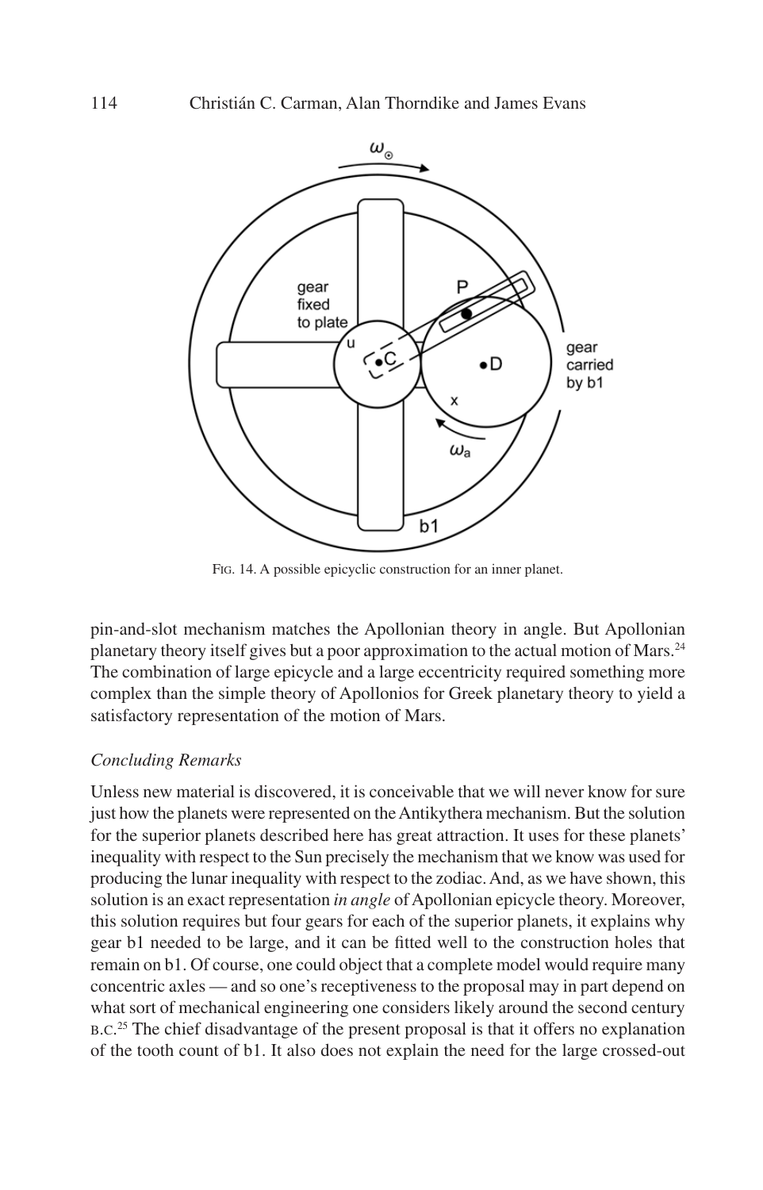FIG. 14. A possible epicyclic construction for an inner planet.

pin-and-slot mechanism matches the Apollonian theory in angle. But Apollonian planetary theory itself gives but a poor approximation to the actual motion of Mars.[24] The combination of large epicycle and a large eccentricity required something more complex than the simple theory of Apollonios for Greek planetary theory to yield a satisfactory representation of the motion of Mars.

*Concluding Remarks*

Unless new material is discovered, it is conceivable that we will never know for sure just how the planets were represented on the Antikythera mechanism. But the solution for the superior planets described here has great attraction. It uses for these planets' inequality with respect to the Sun precisely the mechanism that we know was used for producing the lunar inequality with respect to the zodiac. And, as we have shown, this solution is an exact representation *in angle* of Apollonian epicycle theory. Moreover, this solution requires but four gears for each of the superior planets, it explains why gear b1 needed to be large, and it can be fitted well to the construction holes that remain on b1. Of course, one could object that a complete model would require many concentric axles — and so one's receptiveness to the proposal may in part depend on what sort of mechanical engineering one considers likely around the second century B.C.[25] The chief disadvantage of the present proposal is that it offers no explanation of the tooth count of b1. It also does not explain the need for the large crossed-out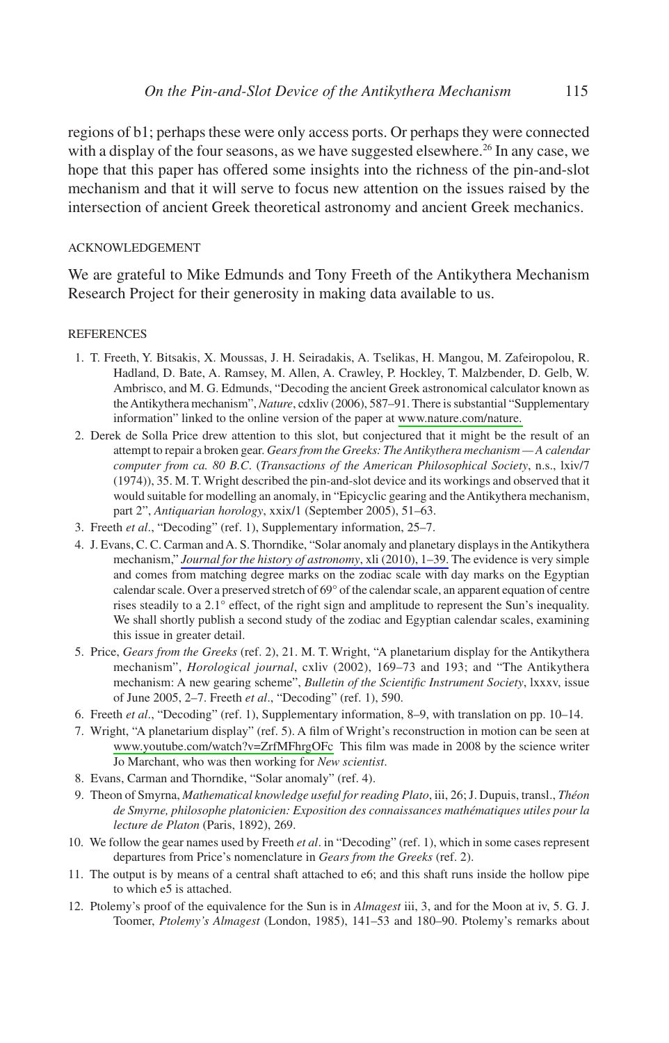regions of b1; perhaps these were only access ports. Or perhaps they were connected with a display of the four seasons, as we have suggested elsewhere.[26] In any case, we hope that this paper has offered some insights into the richness of the pin-and-slot mechanism and that it will serve to focus new attention on the issues raised by the intersection of ancient Greek theoretical astronomy and ancient Greek mechanics.

## ACKNOWLEDGEMENT

We are grateful to Mike Edmunds and Tony Freeth of the Antikythera Mechanism Research Project for their generosity in making data available to us.

## REFERENCES

1. T. Freeth, Y. Bitsakis, X. Moussas, J. H. Seiradakis, A. Tselikas, H. Mangou, M. Zafeiropolou, R. Hadland, D. Bate, A. Ramsey, M. Allen, A. Crawley, P. Hockley, T. Malzbender, D. Gelb, W. Ambrisco, and M. G. Edmunds, "Decoding the ancient Greek astronomical calculator known as the Antikythera mechanism", *Nature*, cdxliv (2006), 587–91. There is substantial "Supplementary information" linked to the online version of the paper at www.nature.com/nature.
2. Derek de Solla Price drew attention to this slot, but conjectured that it might be the result of an attempt to repair a broken gear. *Gears from the Greeks: The Antikythera mechanism — A calendar computer from ca. 80 B.C.* (*Transactions of the American Philosophical Society*, n.s., lxiv/7 (1974)), 35. M. T. Wright described the pin-and-slot device and its workings and observed that it would suitable for modelling an anomaly, in "Epicyclic gearing and the Antikythera mechanism, part 2", *Antiquarian horology*, xxix/1 (September 2005), 51–63.
3. Freeth *et al*., "Decoding" (ref. 1), Supplementary information, 25–7.
4. J. Evans, C. C. Carman and A. S. Thorndike, "Solar anomaly and planetary displays in the Antikythera mechanism," *Journal for the history of astronomy*, xli (2010), 1–39. The evidence is very simple and comes from matching degree marks on the zodiac scale with day marks on the Egyptian calendar scale. Over a preserved stretch of 69° of the calendar scale, an apparent equation of centre rises steadily to a 2.1° effect, of the right sign and amplitude to represent the Sun's inequality. We shall shortly publish a second study of the zodiac and Egyptian calendar scales, examining this issue in greater detail.
5. Price, *Gears from the Greeks* (ref. 2), 21. M. T. Wright, "A planetarium display for the Antikythera mechanism", *Horological journal*, cxliv (2002), 169–73 and 193; and "The Antikythera mechanism: A new gearing scheme", *Bulletin of the Scientific Instrument Society*, lxxxv, issue of June 2005, 2–7. Freeth *et al*., "Decoding" (ref. 1), 590.
6. Freeth *et al*., "Decoding" (ref. 1), Supplementary information, 8–9, with translation on pp. 10–14.
7. Wright, "A planetarium display" (ref. 5). A film of Wright's reconstruction in motion can be seen at www.youtube.com/watch?v=ZrfMFhrgOFc This film was made in 2008 by the science writer Jo Marchant, who was then working for *New scientist*.
8. Evans, Carman and Thorndike, "Solar anomaly" (ref. 4).
9. Theon of Smyrna, *Mathematical knowledge useful for reading Plato*, iii, 26; J. Dupuis, transl., *Théon de Smyrne, philosophe platonicien: Exposition des connaissances mathématiques utiles pour la lecture de Platon* (Paris, 1892), 269.
10. We follow the gear names used by Freeth *et al*. in "Decoding" (ref. 1), which in some cases represent departures from Price's nomenclature in *Gears from the Greeks* (ref. 2).
11. The output is by means of a central shaft attached to e6; and this shaft runs inside the hollow pipe to which e5 is attached.
12. Ptolemy's proof of the equivalence for the Sun is in *Almagest* iii, 3, and for the Moon at iv, 5. G. J. Toomer, *Ptolemy's Almagest* (London, 1985), 141–53 and 180–90. Ptolemy's remarks about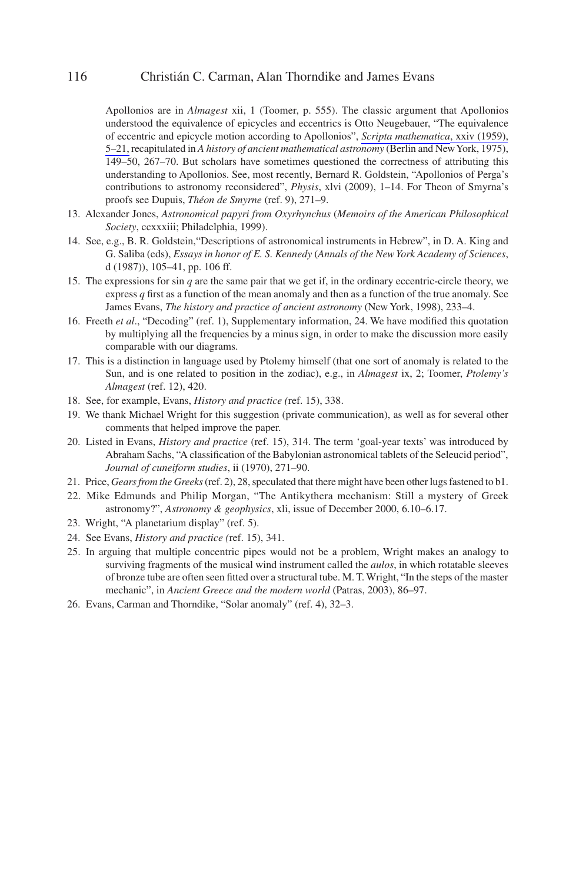Apollonios are in *Almagest* xii, 1 (Toomer, p. 555). The classic argument that Apollonios understood the equivalence of epicycles and eccentrics is Otto Neugebauer, "The equivalence of eccentric and epicycle motion according to Apollonios", *Scripta mathematica*, xxiv (1959), 5–21, recapitulated in *A history of ancient mathematical astronomy* (Berlin and New York, 1975), 149–50, 267–70. But scholars have sometimes questioned the correctness of attributing this understanding to Apollonios. See, most recently, Bernard R. Goldstein, "Apollonios of Perga's contributions to astronomy reconsidered", *Physis*, xlvi (2009), 1–14. For Theon of Smyrna's proofs see Dupuis, *Théon de Smyrne* (ref. 9), 271–9.

13. Alexander Jones, *Astronomical papyri from Oxyrhynchus* (*Memoirs of the American Philosophical Society*, ccxxxiii; Philadelphia, 1999).
14. See, e.g., B. R. Goldstein, "Descriptions of astronomical instruments in Hebrew", in D. A. King and G. Saliba (eds), *Essays in honor of E. S. Kennedy* (*Annals of the New York Academy of Sciences*, d (1987)), 105–41, pp. 106 ff.
15. The expressions for sin $q$ are the same pair that we get if, in the ordinary eccentric-circle theory, we express $q$ first as a function of the mean anomaly and then as a function of the true anomaly. See James Evans, *The history and practice of ancient astronomy* (New York, 1998), 233–4.
16. Freeth *et al*., "Decoding" (ref. 1), Supplementary information, 24. We have modified this quotation by multiplying all the frequencies by a minus sign, in order to make the discussion more easily comparable with our diagrams.
17. This is a distinction in language used by Ptolemy himself (that one sort of anomaly is related to the Sun, and is one related to position in the zodiac), e.g., in *Almagest* ix, 2; Toomer, *Ptolemy's Almagest* (ref. 12), 420.
18. See, for example, Evans, *History and practice* (ref. 15), 338.
19. We thank Michael Wright for this suggestion (private communication), as well as for several other comments that helped improve the paper.
20. Listed in Evans, *History and practice* (ref. 15), 314. The term 'goal-year texts' was introduced by Abraham Sachs, "A classification of the Babylonian astronomical tablets of the Seleucid period", *Journal of cuneiform studies*, ii (1970), 271–90.
21. Price, *Gears from the Greeks* (ref. 2), 28, speculated that there might have been other lugs fastened to b1.
22. Mike Edmunds and Philip Morgan, "The Antikythera mechanism: Still a mystery of Greek astronomy?", *Astronomy & geophysics*, xli, issue of December 2000, 6.10–6.17.
23. Wright, "A planetarium display" (ref. 5).
24. See Evans, *History and practice* (ref. 15), 341.
25. In arguing that multiple concentric pipes would not be a problem, Wright makes an analogy to surviving fragments of the musical wind instrument called the *aulos*, in which rotatable sleeves of bronze tube are often seen fitted over a structural tube. M. T. Wright, "In the steps of the master mechanic", in *Ancient Greece and the modern world* (Patras, 2003), 86–97.
26. Evans, Carman and Thorndike, "Solar anomaly" (ref. 4), 32–3.